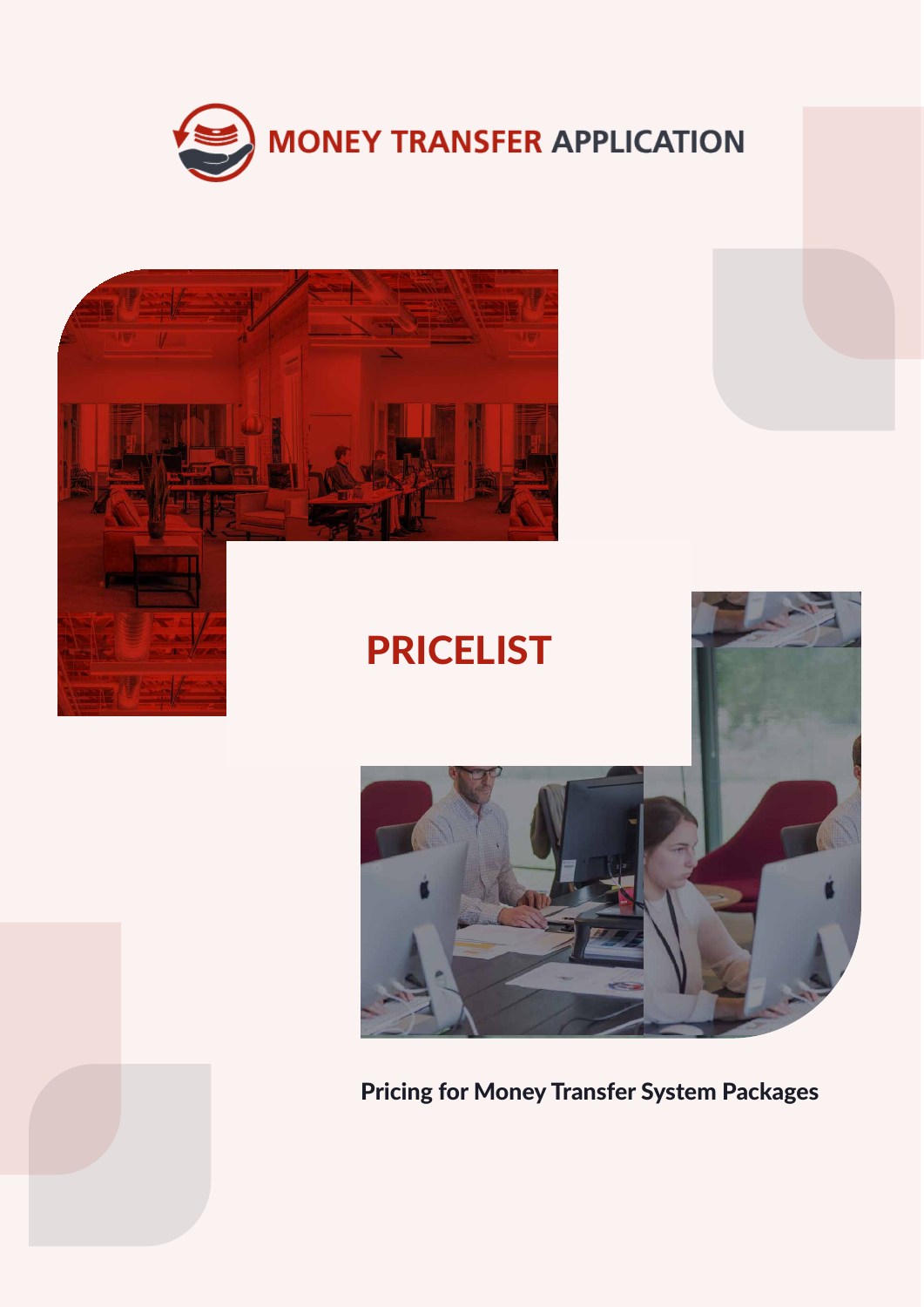**MONEY TRANSFER APPLICATION**

# PRICELIST

**Pricing for Money Transfer System Packages**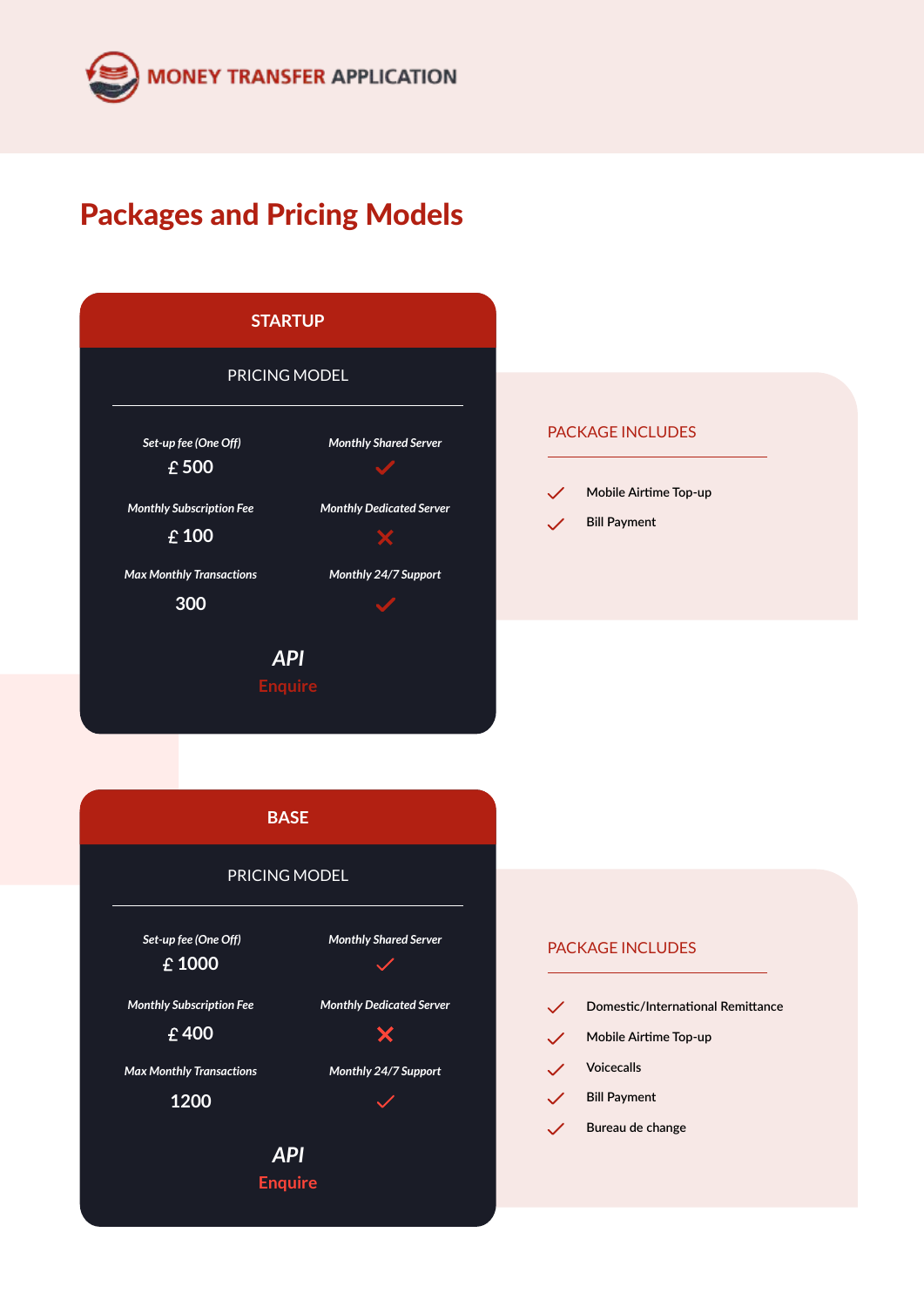# Packages and Pricing Models

## STARTUP

**PRICING MODEL**

| Set-up fee (One Off) | Monthly Shared Server |
|---|---|
| £ 500 | ✓ |
| **Monthly Subscription Fee** | **Monthly Dedicated Server** |
| £ 100 | ✗ |
| **Max Monthly Transactions** | **Monthly 24/7 Support** |
| 300 | ✓ |

**API**

Enquire

**PACKAGE INCLUDES**

- ✓ Mobile Airtime Top-up
- ✓ Bill Payment

## BASE

**PRICING MODEL**

| Set-up fee (One Off) | Monthly Shared Server |
|---|---|
| £ 1000 | ✓ |
| **Monthly Subscription Fee** | **Monthly Dedicated Server** |
| £ 400 | ✗ |
| **Max Monthly Transactions** | **Monthly 24/7 Support** |
| 1200 | ✓ |

**API**

Enquire

**PACKAGE INCLUDES**

- ✓ Domestic/International Remittance
- ✓ Mobile Airtime Top-up
- ✓ Voicecalls
- ✓ Bill Payment
- ✓ Bureau de change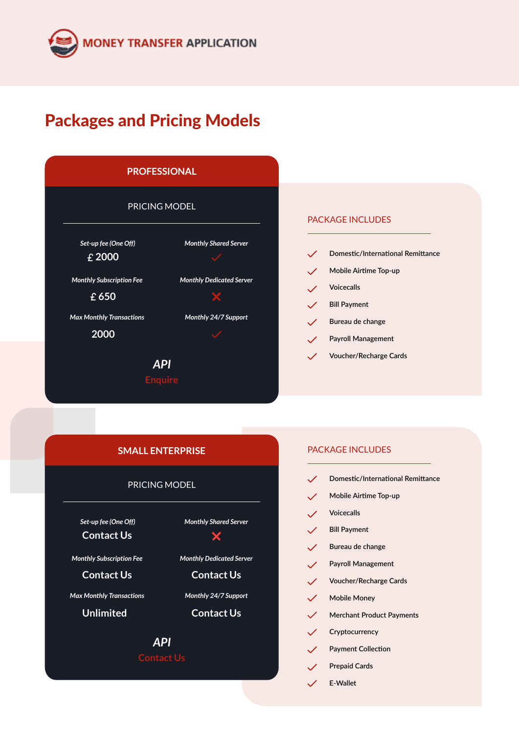MONEY TRANSFER APPLICATION

# Packages and Pricing Models

## PROFESSIONAL

### PRICING MODEL

| | |
|---|---|
| *Set-up fee (One Off)* | *Monthly Shared Server* |
| £ 2000 | ✓ |
| *Monthly Subscription Fee* | *Monthly Dedicated Server* |
| £ 650 | ✗ |
| *Max Monthly Transactions* | *Monthly 24/7 Support* |
| 2000 | ✓ |

***API***

Enquire

### PACKAGE INCLUDES

- ✓ Domestic/International Remittance
- ✓ Mobile Airtime Top-up
- ✓ Voicecalls
- ✓ Bill Payment
- ✓ Bureau de change
- ✓ Payroll Management
- ✓ Voucher/Recharge Cards

## SMALL ENTERPRISE

### PRICING MODEL

| | |
|---|---|
| *Set-up fee (One Off)* | *Monthly Shared Server* |
| Contact Us | ✗ |
| *Monthly Subscription Fee* | *Monthly Dedicated Server* |
| Contact Us | Contact Us |
| *Max Monthly Transactions* | *Monthly 24/7 Support* |
| Unlimited | Contact Us |

***API***

Contact Us

### PACKAGE INCLUDES

- ✓ Domestic/International Remittance
- ✓ Mobile Airtime Top-up
- ✓ Voicecalls
- ✓ Bill Payment
- ✓ Bureau de change
- ✓ Payroll Management
- ✓ Voucher/Recharge Cards
- ✓ Mobile Money
- ✓ Merchant Product Payments
- ✓ Cryptocurrency
- ✓ Payment Collection
- ✓ Prepaid Cards
- ✓ E-Wallet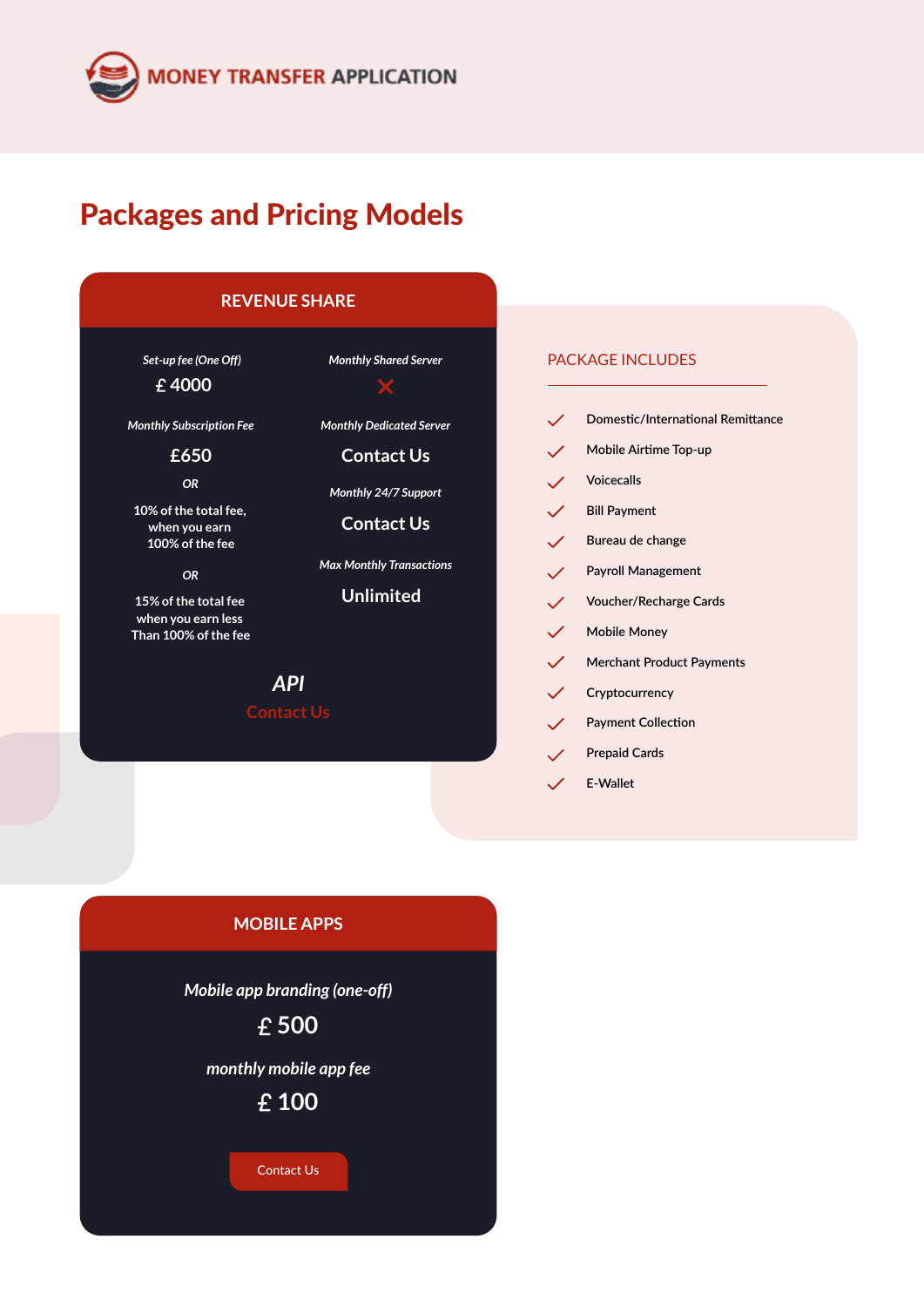MONEY TRANSFER APPLICATION

# Packages and Pricing Models

## REVENUE SHARE

*Set-up fee (One Off)*

£ 4000

*Monthly Subscription Fee*

£650

*OR*

10% of the total fee, when you earn 100% of the fee

*OR*

15% of the total fee when you earn less Than 100% of the fee

*Monthly Shared Server*

✗

*Monthly Dedicated Server*

Contact Us

*Monthly 24/7 Support*

Contact Us

*Max Monthly Transactions*

Unlimited

*API*

Contact Us

## PACKAGE INCLUDES

- Domestic/International Remittance
- Mobile Airtime Top-up
- Voicecalls
- Bill Payment
- Bureau de change
- Payroll Management
- Voucher/Recharge Cards
- Mobile Money
- Merchant Product Payments
- Cryptocurrency
- Payment Collection
- Prepaid Cards
- E-Wallet

## MOBILE APPS

*Mobile app branding (one-off)*

£ 500

*monthly mobile app fee*

£ 100

Contact Us